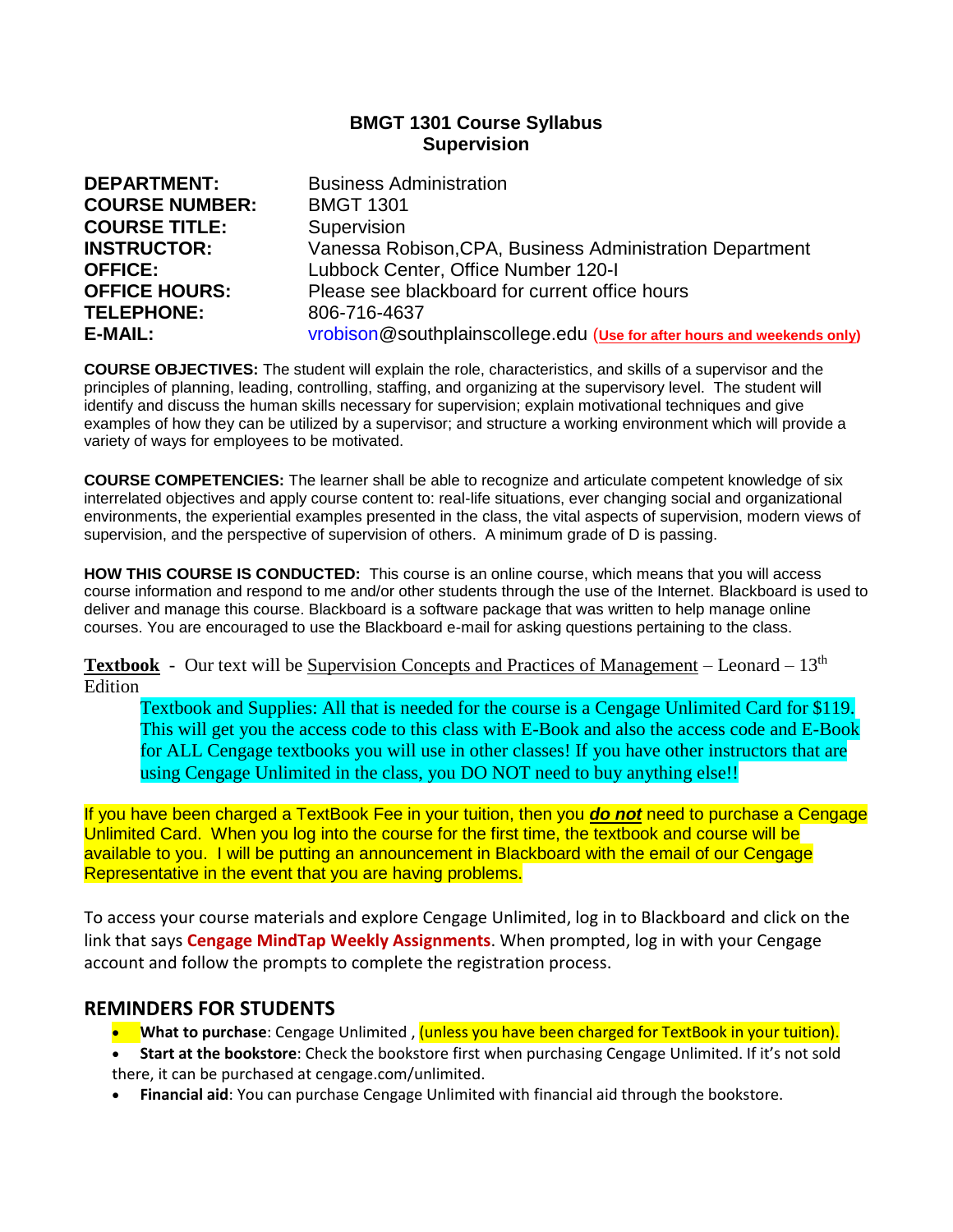**BMGT 1301 Course Syllabus**
**Supervision**

| | |
|---|---|
| **DEPARTMENT:** | Business Administration |
| **COURSE NUMBER:** | BMGT 1301 |
| **COURSE TITLE:** | Supervision |
| **INSTRUCTOR:** | Vanessa Robison,CPA, Business Administration Department |
| **OFFICE:** | Lubbock Center, Office Number 120-I |
| **OFFICE HOURS:** | Please see blackboard for current office hours |
| **TELEPHONE:** | 806-716-4637 |
| **E-MAIL:** | vrobison@southplainscollege.edu (**Use for after hours and weekends only**) |

**COURSE OBJECTIVES:** The student will explain the role, characteristics, and skills of a supervisor and the principles of planning, leading, controlling, staffing, and organizing at the supervisory level. The student will identify and discuss the human skills necessary for supervision; explain motivational techniques and give examples of how they can be utilized by a supervisor; and structure a working environment which will provide a variety of ways for employees to be motivated.

**COURSE COMPETENCIES:** The learner shall be able to recognize and articulate competent knowledge of six interrelated objectives and apply course content to: real-life situations, ever changing social and organizational environments, the experiential examples presented in the class, the vital aspects of supervision, modern views of supervision, and the perspective of supervision of others. A minimum grade of D is passing.

**HOW THIS COURSE IS CONDUCTED:** This course is an online course, which means that you will access course information and respond to me and/or other students through the use of the Internet. Blackboard is used to deliver and manage this course. Blackboard is a software package that was written to help manage online courses. You are encouraged to use the Blackboard e-mail for asking questions pertaining to the class.

**Textbook** - Our text will be Supervision Concepts and Practices of Management – Leonard – 13th Edition

> Textbook and Supplies: All that is needed for the course is a Cengage Unlimited Card for $119. This will get you the access code to this class with E-Book and also the access code and E-Book for ALL Cengage textbooks you will use in other classes! If you have other instructors that are using Cengage Unlimited in the class, you DO NOT need to buy anything else!!

If you have been charged a TextBook Fee in your tuition, then you ***do not*** need to purchase a Cengage Unlimited Card. When you log into the course for the first time, the textbook and course will be available to you. I will be putting an announcement in Blackboard with the email of our Cengage Representative in the event that you are having problems.

To access your course materials and explore Cengage Unlimited, log in to Blackboard and click on the link that says **Cengage MindTap Weekly Assignments**. When prompted, log in with your Cengage account and follow the prompts to complete the registration process.

## REMINDERS FOR STUDENTS

- **What to purchase**: Cengage Unlimited , (unless you have been charged for TextBook in your tuition).
- **Start at the bookstore**: Check the bookstore first when purchasing Cengage Unlimited. If it's not sold there, it can be purchased at cengage.com/unlimited.
- **Financial aid**: You can purchase Cengage Unlimited with financial aid through the bookstore.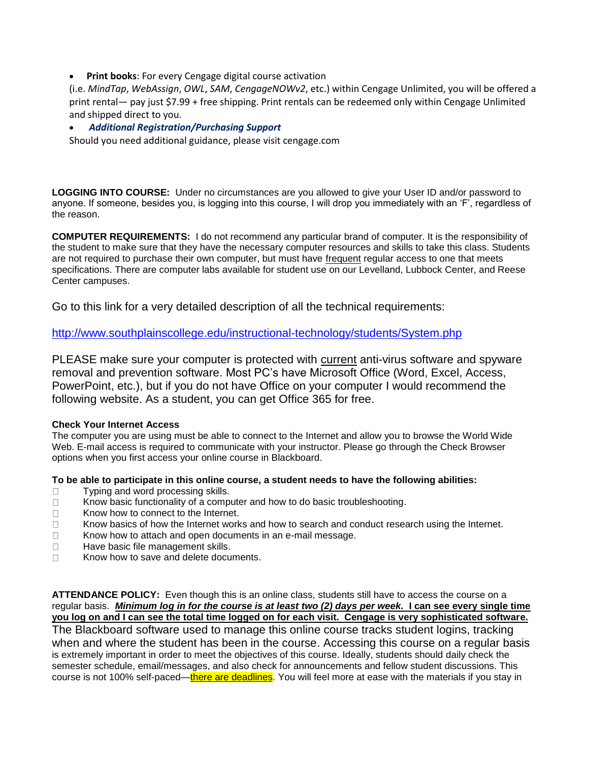- **Print books**: For every Cengage digital course activation
(i.e. *MindTap*, *WebAssign*, *OWL*, *SAM*, *CengageNOWv2*, etc.) within Cengage Unlimited, you will be offered a print rental— pay just $7.99 + free shipping. Print rentals can be redeemed only within Cengage Unlimited and shipped direct to you.
- ***Additional Registration/Purchasing Support***
Should you need additional guidance, please visit cengage.com

**LOGGING INTO COURSE:** Under no circumstances are you allowed to give your User ID and/or password to anyone. If someone, besides you, is logging into this course, I will drop you immediately with an 'F', regardless of the reason.

**COMPUTER REQUIREMENTS:** I do not recommend any particular brand of computer. It is the responsibility of the student to make sure that they have the necessary computer resources and skills to take this class. Students are not required to purchase their own computer, but must have frequent regular access to one that meets specifications. There are computer labs available for student use on our Levelland, Lubbock Center, and Reese Center campuses.

Go to this link for a very detailed description of all the technical requirements:

http://www.southplainscollege.edu/instructional-technology/students/System.php

PLEASE make sure your computer is protected with current anti-virus software and spyware removal and prevention software. Most PC's have Microsoft Office (Word, Excel, Access, PowerPoint, etc.), but if you do not have Office on your computer I would recommend the following website. As a student, you can get Office 365 for free.

**Check Your Internet Access**

The computer you are using must be able to connect to the Internet and allow you to browse the World Wide Web. E-mail access is required to communicate with your instructor. Please go through the Check Browser options when you first access your online course in Blackboard.

**To be able to participate in this online course, a student needs to have the following abilities:**

- Typing and word processing skills.
- Know basic functionality of a computer and how to do basic troubleshooting.
- Know how to connect to the Internet.
- Know basics of how the Internet works and how to search and conduct research using the Internet.
- Know how to attach and open documents in an e-mail message.
- Have basic file management skills.
- Know how to save and delete documents.

**ATTENDANCE POLICY:** Even though this is an online class, students still have to access the course on a regular basis. ***Minimum log in for the course is at least two (2) days per week.*** **I can see every single time you log on and I can see the total time logged on for each visit. Cengage is very sophisticated software.** The Blackboard software used to manage this online course tracks student logins, tracking when and where the student has been in the course. Accessing this course on a regular basis is extremely important in order to meet the objectives of this course. Ideally, students should daily check the semester schedule, email/messages, and also check for announcements and fellow student discussions. This course is not 100% self-paced—there are deadlines. You will feel more at ease with the materials if you stay in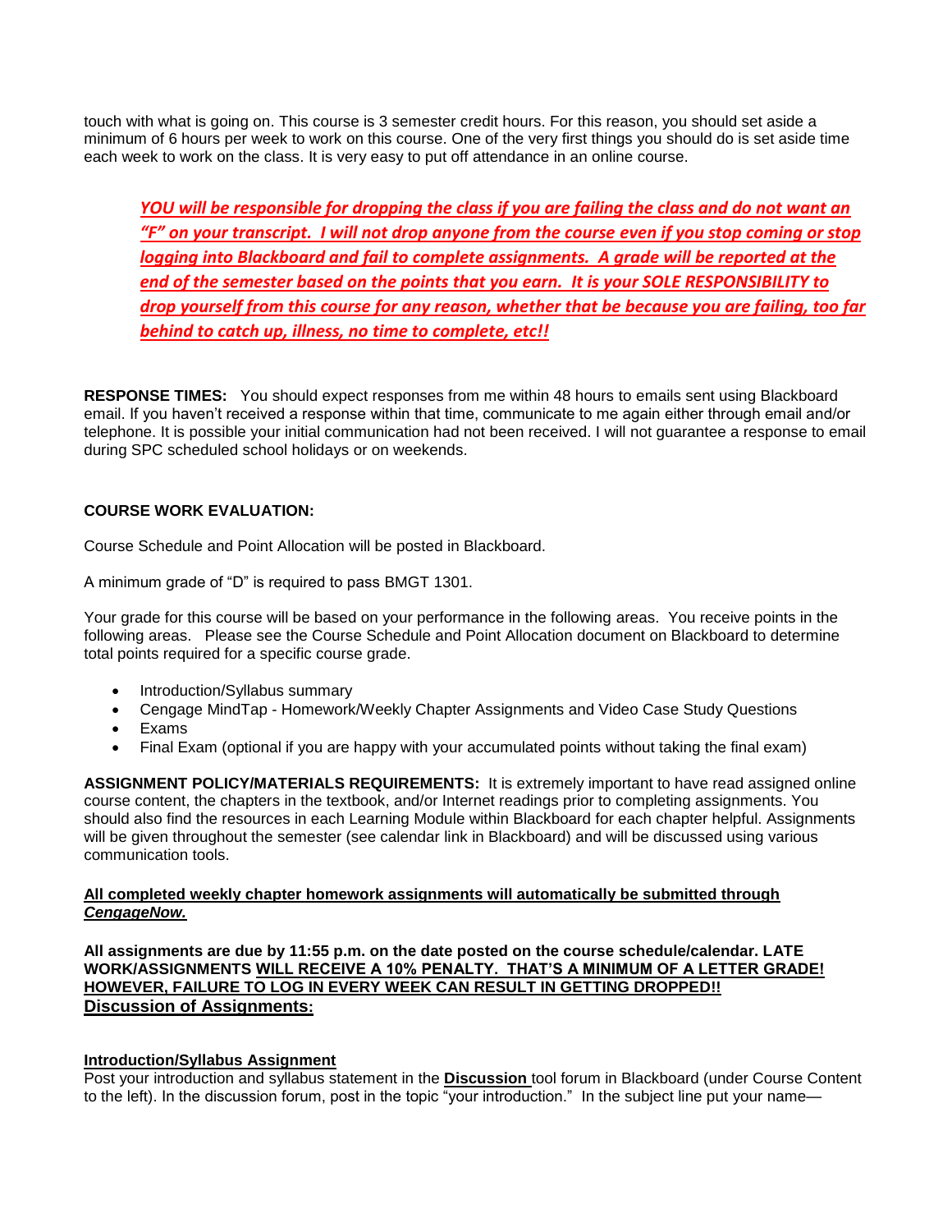touch with what is going on. This course is 3 semester credit hours. For this reason, you should set aside a minimum of 6 hours per week to work on this course. One of the very first things you should do is set aside time each week to work on the class. It is very easy to put off attendance in an online course.

> ***YOU will be responsible for dropping the class if you are failing the class and do not want an "F" on your transcript. I will not drop anyone from the course even if you stop coming or stop logging into Blackboard and fail to complete assignments. A grade will be reported at the end of the semester based on the points that you earn. It is your SOLE RESPONSIBILITY to drop yourself from this course for any reason, whether that be because you are failing, too far behind to catch up, illness, no time to complete, etc!!***

**RESPONSE TIMES:** You should expect responses from me within 48 hours to emails sent using Blackboard email. If you haven't received a response within that time, communicate to me again either through email and/or telephone. It is possible your initial communication had not been received. I will not guarantee a response to email during SPC scheduled school holidays or on weekends.

**COURSE WORK EVALUATION:**

Course Schedule and Point Allocation will be posted in Blackboard.

A minimum grade of "D" is required to pass BMGT 1301.

Your grade for this course will be based on your performance in the following areas. You receive points in the following areas. Please see the Course Schedule and Point Allocation document on Blackboard to determine total points required for a specific course grade.

- Introduction/Syllabus summary
- Cengage MindTap - Homework/Weekly Chapter Assignments and Video Case Study Questions
- Exams
- Final Exam (optional if you are happy with your accumulated points without taking the final exam)

**ASSIGNMENT POLICY/MATERIALS REQUIREMENTS:** It is extremely important to have read assigned online course content, the chapters in the textbook, and/or Internet readings prior to completing assignments. You should also find the resources in each Learning Module within Blackboard for each chapter helpful. Assignments will be given throughout the semester (see calendar link in Blackboard) and will be discussed using various communication tools.

**All completed weekly chapter homework assignments will automatically be submitted through *CengageNow.***

**All assignments are due by 11:55 p.m. on the date posted on the course schedule/calendar. LATE WORK/ASSIGNMENTS WILL RECEIVE A 10% PENALTY. THAT'S A MINIMUM OF A LETTER GRADE! HOWEVER, FAILURE TO LOG IN EVERY WEEK CAN RESULT IN GETTING DROPPED!!**

**Discussion of Assignments:**

**Introduction/Syllabus Assignment**

Post your introduction and syllabus statement in the **Discussion** tool forum in Blackboard (under Course Content to the left). In the discussion forum, post in the topic "your introduction." In the subject line put your name—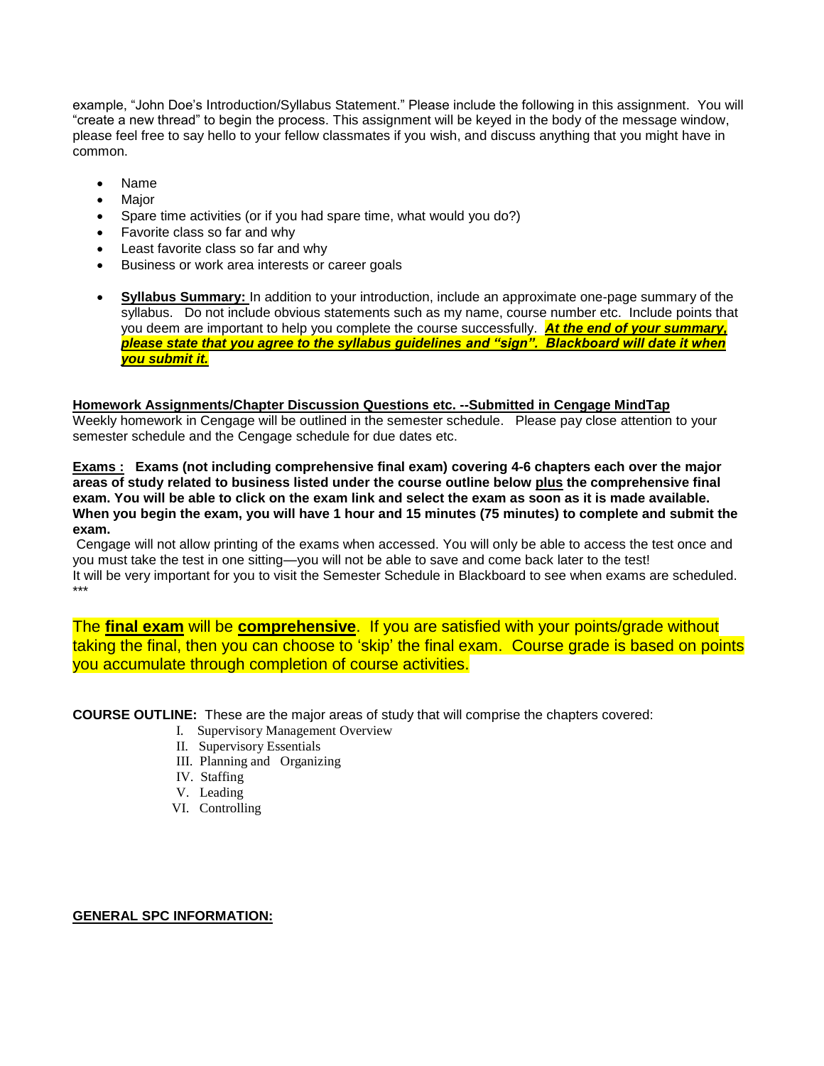example, "John Doe's Introduction/Syllabus Statement." Please include the following in this assignment. You will "create a new thread" to begin the process. This assignment will be keyed in the body of the message window, please feel free to say hello to your fellow classmates if you wish, and discuss anything that you might have in common.

- Name
- Major
- Spare time activities (or if you had spare time, what would you do?)
- Favorite class so far and why
- Least favorite class so far and why
- Business or work area interests or career goals

- **Syllabus Summary:** In addition to your introduction, include an approximate one-page summary of the syllabus. Do not include obvious statements such as my name, course number etc. Include points that you deem are important to help you complete the course successfully. ***At the end of your summary, please state that you agree to the syllabus guidelines and "sign". Blackboard will date it when you submit it.***

**Homework Assignments/Chapter Discussion Questions etc. --Submitted in Cengage MindTap**

Weekly homework in Cengage will be outlined in the semester schedule. Please pay close attention to your semester schedule and the Cengage schedule for due dates etc.

**Exams : Exams (not including comprehensive final exam) covering 4-6 chapters each over the major areas of study related to business listed under the course outline below plus the comprehensive final exam. You will be able to click on the exam link and select the exam as soon as it is made available. When you begin the exam, you will have 1 hour and 15 minutes (75 minutes) to complete and submit the exam.**

Cengage will not allow printing of the exams when accessed. You will only be able to access the test once and you must take the test in one sitting—you will not be able to save and come back later to the test!
It will be very important for you to visit the Semester Schedule in Blackboard to see when exams are scheduled.
***

The **final exam** will be **comprehensive**. If you are satisfied with your points/grade without taking the final, then you can choose to 'skip' the final exam. Course grade is based on points you accumulate through completion of course activities.

**COURSE OUTLINE:** These are the major areas of study that will comprise the chapters covered:

I. Supervisory Management Overview
II. Supervisory Essentials
III. Planning and Organizing
IV. Staffing
V. Leading
VI. Controlling

**GENERAL SPC INFORMATION:**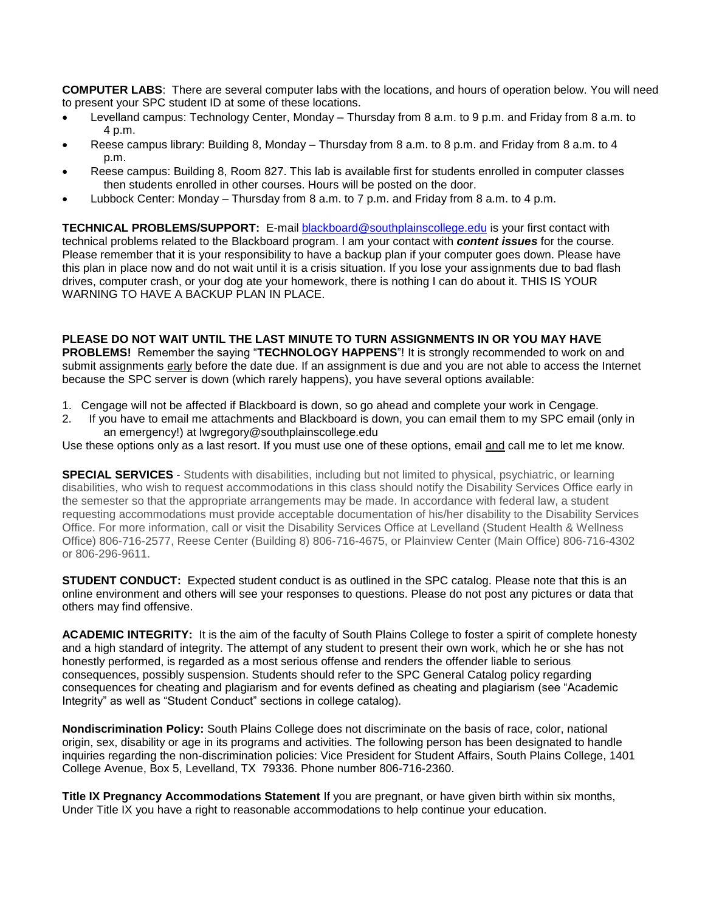**COMPUTER LABS**: There are several computer labs with the locations, and hours of operation below. You will need to present your SPC student ID at some of these locations.

- Levelland campus: Technology Center, Monday – Thursday from 8 a.m. to 9 p.m. and Friday from 8 a.m. to 4 p.m.
- Reese campus library: Building 8, Monday – Thursday from 8 a.m. to 8 p.m. and Friday from 8 a.m. to 4 p.m.
- Reese campus: Building 8, Room 827. This lab is available first for students enrolled in computer classes then students enrolled in other courses. Hours will be posted on the door.
- Lubbock Center: Monday – Thursday from 8 a.m. to 7 p.m. and Friday from 8 a.m. to 4 p.m.

**TECHNICAL PROBLEMS/SUPPORT:** E-mail blackboard@southplainscollege.edu is your first contact with technical problems related to the Blackboard program. I am your contact with ***content issues*** for the course. Please remember that it is your responsibility to have a backup plan if your computer goes down. Please have this plan in place now and do not wait until it is a crisis situation. If you lose your assignments due to bad flash drives, computer crash, or your dog ate your homework, there is nothing I can do about it. THIS IS YOUR WARNING TO HAVE A BACKUP PLAN IN PLACE.

**PLEASE DO NOT WAIT UNTIL THE LAST MINUTE TO TURN ASSIGNMENTS IN OR YOU MAY HAVE PROBLEMS!** Remember the saying "**TECHNOLOGY HAPPENS**"! It is strongly recommended to work on and submit assignments early before the date due. If an assignment is due and you are not able to access the Internet because the SPC server is down (which rarely happens), you have several options available:

1. Cengage will not be affected if Blackboard is down, so go ahead and complete your work in Cengage.
2. If you have to email me attachments and Blackboard is down, you can email them to my SPC email (only in an emergency!) at lwgregory@southplainscollege.edu

Use these options only as a last resort. If you must use one of these options, email and call me to let me know.

**SPECIAL SERVICES** - Students with disabilities, including but not limited to physical, psychiatric, or learning disabilities, who wish to request accommodations in this class should notify the Disability Services Office early in the semester so that the appropriate arrangements may be made. In accordance with federal law, a student requesting accommodations must provide acceptable documentation of his/her disability to the Disability Services Office. For more information, call or visit the Disability Services Office at Levelland (Student Health & Wellness Office) 806-716-2577, Reese Center (Building 8) 806-716-4675, or Plainview Center (Main Office) 806-716-4302 or 806-296-9611.

**STUDENT CONDUCT:** Expected student conduct is as outlined in the SPC catalog. Please note that this is an online environment and others will see your responses to questions. Please do not post any pictures or data that others may find offensive.

**ACADEMIC INTEGRITY:** It is the aim of the faculty of South Plains College to foster a spirit of complete honesty and a high standard of integrity. The attempt of any student to present their own work, which he or she has not honestly performed, is regarded as a most serious offense and renders the offender liable to serious consequences, possibly suspension. Students should refer to the SPC General Catalog policy regarding consequences for cheating and plagiarism and for events defined as cheating and plagiarism (see "Academic Integrity" as well as "Student Conduct" sections in college catalog).

**Nondiscrimination Policy:** South Plains College does not discriminate on the basis of race, color, national origin, sex, disability or age in its programs and activities. The following person has been designated to handle inquiries regarding the non-discrimination policies: Vice President for Student Affairs, South Plains College, 1401 College Avenue, Box 5, Levelland, TX 79336. Phone number 806-716-2360.

**Title IX Pregnancy Accommodations Statement** If you are pregnant, or have given birth within six months, Under Title IX you have a right to reasonable accommodations to help continue your education.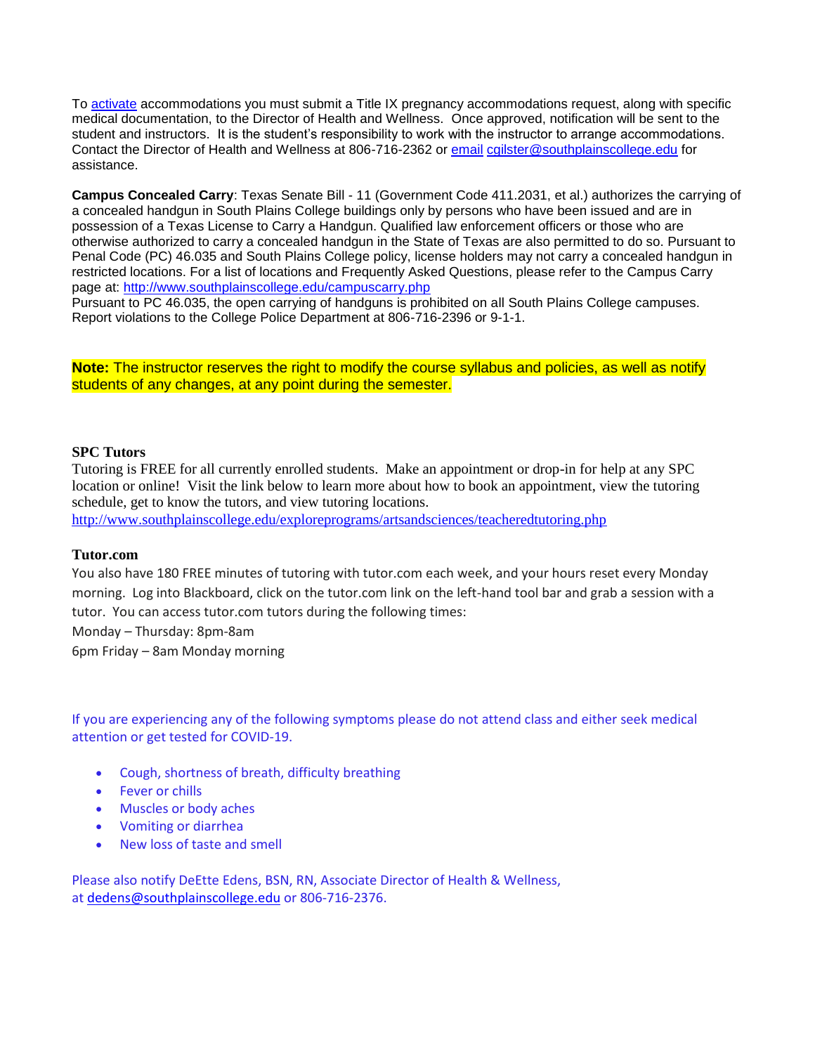To activate accommodations you must submit a Title IX pregnancy accommodations request, along with specific medical documentation, to the Director of Health and Wellness. Once approved, notification will be sent to the student and instructors. It is the student's responsibility to work with the instructor to arrange accommodations. Contact the Director of Health and Wellness at 806-716-2362 or email cgilster@southplainscollege.edu for assistance.

**Campus Concealed Carry**: Texas Senate Bill - 11 (Government Code 411.2031, et al.) authorizes the carrying of a concealed handgun in South Plains College buildings only by persons who have been issued and are in possession of a Texas License to Carry a Handgun. Qualified law enforcement officers or those who are otherwise authorized to carry a concealed handgun in the State of Texas are also permitted to do so. Pursuant to Penal Code (PC) 46.035 and South Plains College policy, license holders may not carry a concealed handgun in restricted locations. For a list of locations and Frequently Asked Questions, please refer to the Campus Carry page at: http://www.southplainscollege.edu/campuscarry.php
Pursuant to PC 46.035, the open carrying of handguns is prohibited on all South Plains College campuses. Report violations to the College Police Department at 806-716-2396 or 9-1-1.

**Note:** The instructor reserves the right to modify the course syllabus and policies, as well as notify students of any changes, at any point during the semester.

**SPC Tutors**

Tutoring is FREE for all currently enrolled students. Make an appointment or drop-in for help at any SPC location or online! Visit the link below to learn more about how to book an appointment, view the tutoring schedule, get to know the tutors, and view tutoring locations.
http://www.southplainscollege.edu/exploreprograms/artsandsciences/teacheredtutoring.php

**Tutor.com**

You also have 180 FREE minutes of tutoring with tutor.com each week, and your hours reset every Monday morning. Log into Blackboard, click on the tutor.com link on the left-hand tool bar and grab a session with a tutor. You can access tutor.com tutors during the following times:

Monday – Thursday: 8pm-8am

6pm Friday – 8am Monday morning

If you are experiencing any of the following symptoms please do not attend class and either seek medical attention or get tested for COVID-19.

- Cough, shortness of breath, difficulty breathing
- Fever or chills
- Muscles or body aches
- Vomiting or diarrhea
- New loss of taste and smell

Please also notify DeEtte Edens, BSN, RN, Associate Director of Health & Wellness, at dedens@southplainscollege.edu or 806-716-2376.